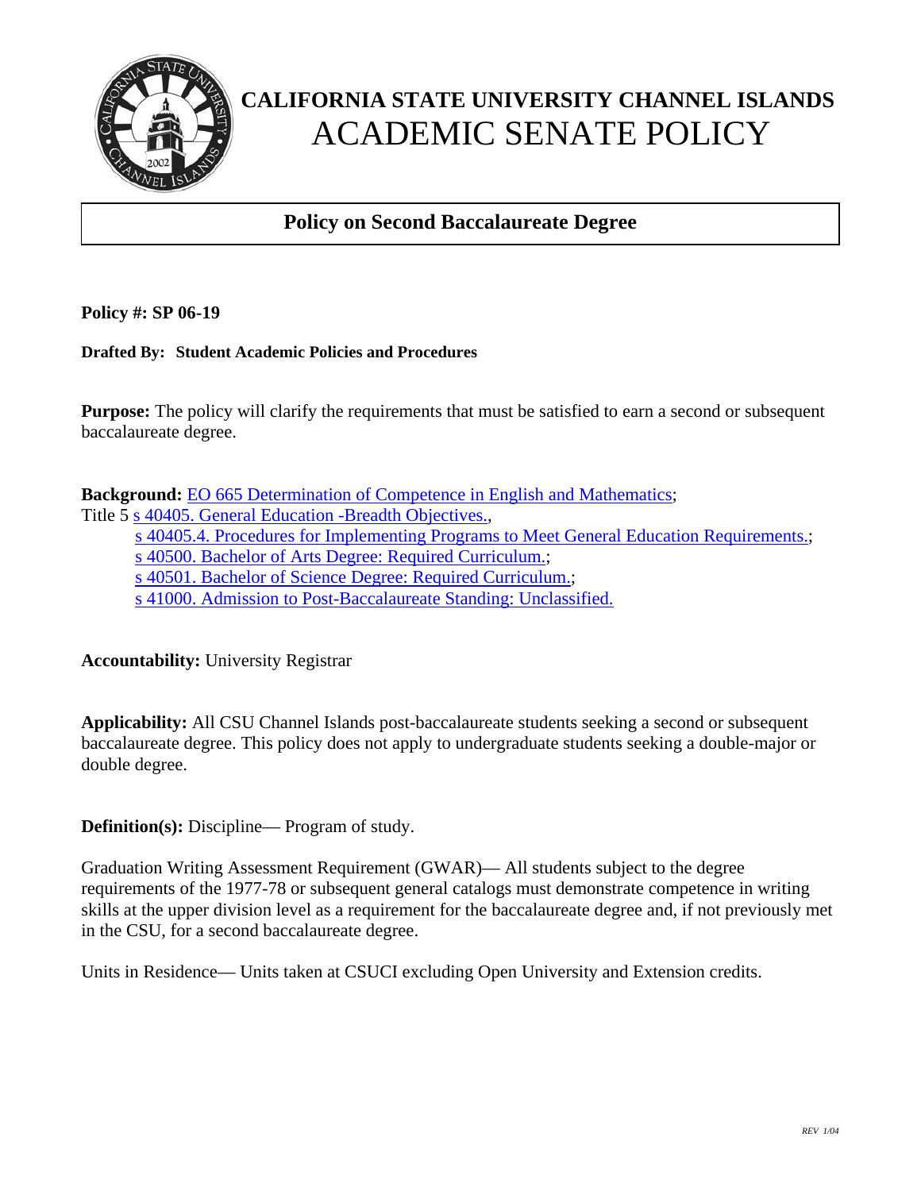# CALIFORNIA STATE UNIVERSITY CHANNEL ISLANDS
# ACADEMIC SENATE POLICY

## Policy on Second Baccalaureate Degree

**Policy #: SP 06-19**

**Drafted By: Student Academic Policies and Procedures**

**Purpose:** The policy will clarify the requirements that must be satisfied to earn a second or subsequent baccalaureate degree.

**Background:** EO 665 Determination of Competence in English and Mathematics;
Title 5 s 40405. General Education -Breadth Objectives.,
s 40405.4. Procedures for Implementing Programs to Meet General Education Requirements.;
s 40500. Bachelor of Arts Degree: Required Curriculum.;
s 40501. Bachelor of Science Degree: Required Curriculum.;
s 41000. Admission to Post-Baccalaureate Standing: Unclassified.

**Accountability:** University Registrar

**Applicability:** All CSU Channel Islands post-baccalaureate students seeking a second or subsequent baccalaureate degree. This policy does not apply to undergraduate students seeking a double-major or double degree.

**Definition(s):** Discipline— Program of study.

Graduation Writing Assessment Requirement (GWAR)— All students subject to the degree requirements of the 1977-78 or subsequent general catalogs must demonstrate competence in writing skills at the upper division level as a requirement for the baccalaureate degree and, if not previously met in the CSU, for a second baccalaureate degree.

Units in Residence— Units taken at CSUCI excluding Open University and Extension credits.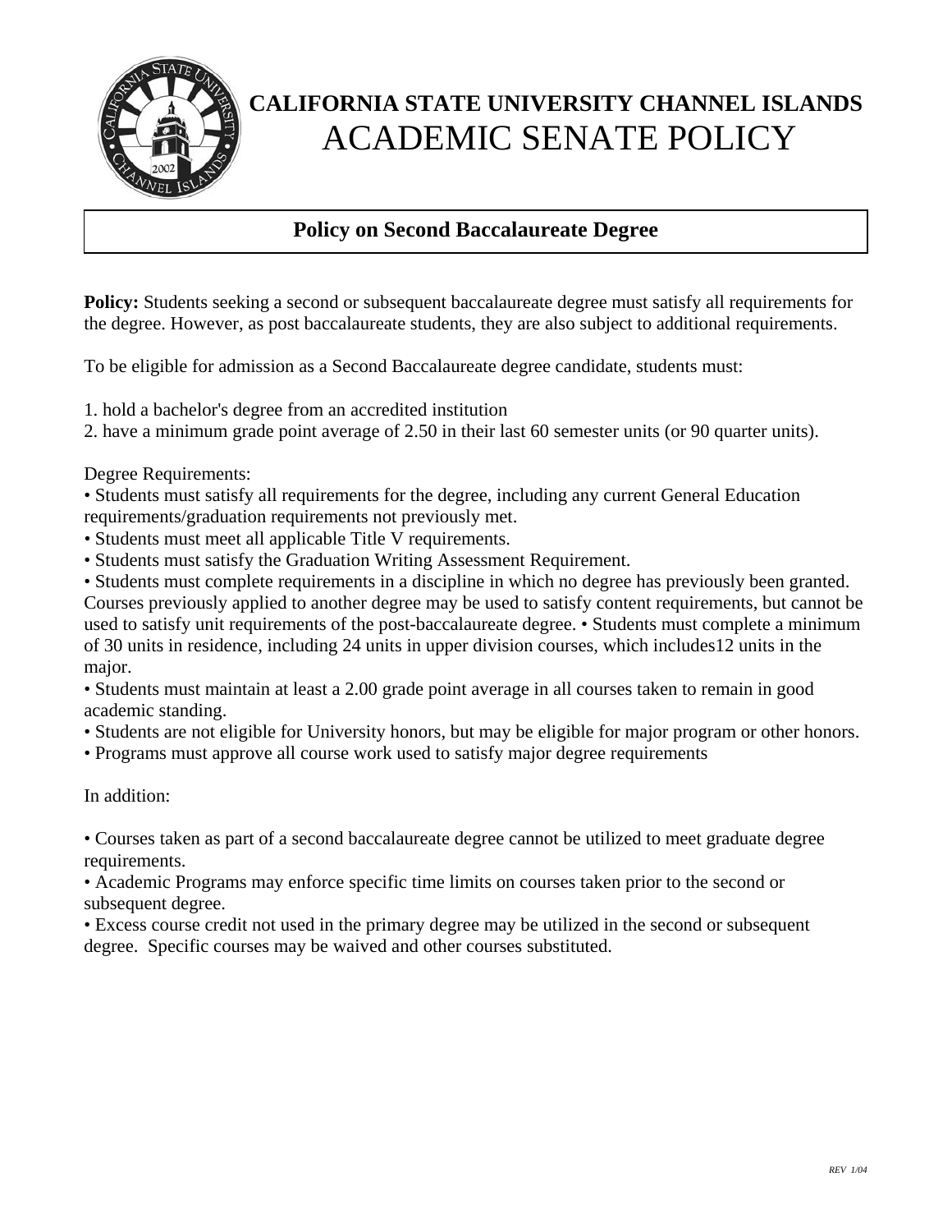# CALIFORNIA STATE UNIVERSITY CHANNEL ISLANDS
# ACADEMIC SENATE POLICY

## Policy on Second Baccalaureate Degree

**Policy:** Students seeking a second or subsequent baccalaureate degree must satisfy all requirements for the degree. However, as post baccalaureate students, they are also subject to additional requirements.

To be eligible for admission as a Second Baccalaureate degree candidate, students must:

1. hold a bachelor's degree from an accredited institution
2. have a minimum grade point average of 2.50 in their last 60 semester units (or 90 quarter units).

Degree Requirements:

- Students must satisfy all requirements for the degree, including any current General Education requirements/graduation requirements not previously met.
- Students must meet all applicable Title V requirements.
- Students must satisfy the Graduation Writing Assessment Requirement.
- Students must complete requirements in a discipline in which no degree has previously been granted. Courses previously applied to another degree may be used to satisfy content requirements, but cannot be used to satisfy unit requirements of the post-baccalaureate degree.
- Students must complete a minimum of 30 units in residence, including 24 units in upper division courses, which includes12 units in the major.
- Students must maintain at least a 2.00 grade point average in all courses taken to remain in good academic standing.
- Students are not eligible for University honors, but may be eligible for major program or other honors.
- Programs must approve all course work used to satisfy major degree requirements

In addition:

- Courses taken as part of a second baccalaureate degree cannot be utilized to meet graduate degree requirements.
- Academic Programs may enforce specific time limits on courses taken prior to the second or subsequent degree.
- Excess course credit not used in the primary degree may be utilized in the second or subsequent degree. Specific courses may be waived and other courses substituted.

*REV 1/04*